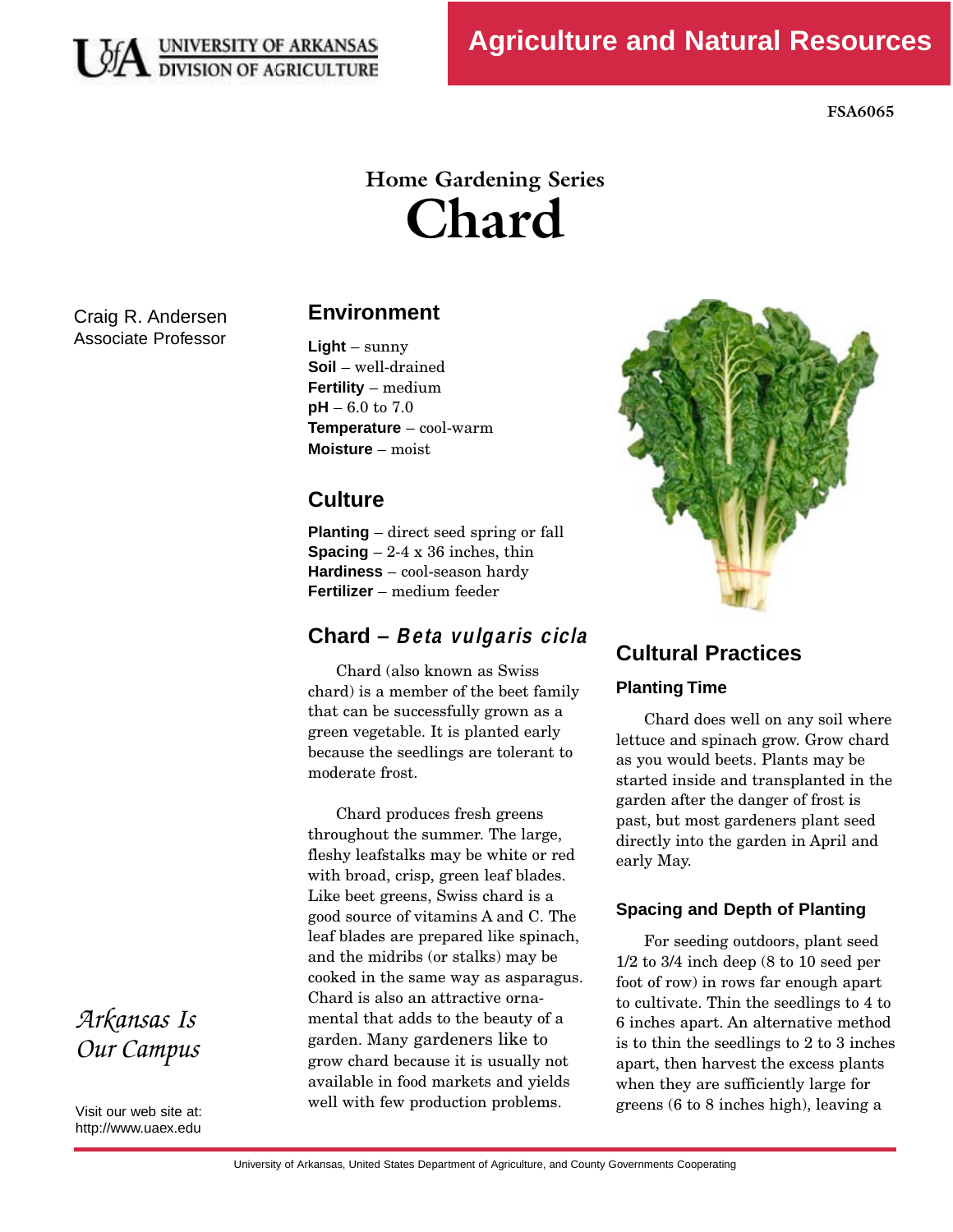UNIVERSITY OF ARKANSAS DIVISION OF AGRICULTURE

Agriculture and Natural Resources

FSA6065

# Home Gardening Series
# Chard

Craig R. Andersen
Associate Professor

## Environment

**Light** – sunny
**Soil** – well-drained
**Fertility** – medium
**pH** – 6.0 to 7.0
**Temperature** – cool-warm
**Moisture** – moist

## Culture

**Planting** – direct seed spring or fall
**Spacing** – 2-4 x 36 inches, thin
**Hardiness** – cool-season hardy
**Fertilizer** – medium feeder

## Chard – *Beta vulgaris cicla*

Chard (also known as Swiss chard) is a member of the beet family that can be successfully grown as a green vegetable. It is planted early because the seedlings are tolerant to moderate frost.

Chard produces fresh greens throughout the summer. The large, fleshy leafstalks may be white or red with broad, crisp, green leaf blades. Like beet greens, Swiss chard is a good source of vitamins A and C. The leaf blades are prepared like spinach, and the midribs (or stalks) may be cooked in the same way as asparagus. Chard is also an attractive ornamental that adds to the beauty of a garden. Many gardeners like to grow chard because it is usually not available in food markets and yields well with few production problems.

## Cultural Practices

### Planting Time

Chard does well on any soil where lettuce and spinach grow. Grow chard as you would beets. Plants may be started inside and transplanted in the garden after the danger of frost is past, but most gardeners plant seed directly into the garden in April and early May.

### Spacing and Depth of Planting

For seeding outdoors, plant seed 1/2 to 3/4 inch deep (8 to 10 seed per foot of row) in rows far enough apart to cultivate. Thin the seedlings to 4 to 6 inches apart. An alternative method is to thin the seedlings to 2 to 3 inches apart, then harvest the excess plants when they are sufficiently large for greens (6 to 8 inches high), leaving a

*Arkansas Is Our Campus*

Visit our web site at: http://www.uaex.edu

University of Arkansas, United States Department of Agriculture, and County Governments Cooperating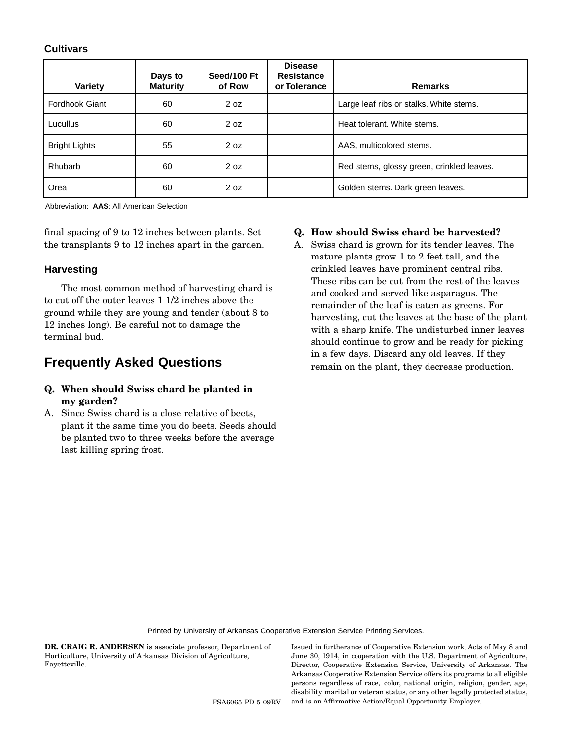### Cultivars

| Variety | Days to Maturity | Seed/100 Ft of Row | Disease Resistance or Tolerance | Remarks |
| --- | --- | --- | --- | --- |
| Fordhook Giant | 60 | 2 oz | | Large leaf ribs or stalks. White stems. |
| Lucullus | 60 | 2 oz | | Heat tolerant. White stems. |
| Bright Lights | 55 | 2 oz | | AAS, multicolored stems. |
| Rhubarb | 60 | 2 oz | | Red stems, glossy green, crinkled leaves. |
| Orea | 60 | 2 oz | | Golden stems. Dark green leaves. |

Abbreviation: **AAS**: All American Selection

final spacing of 9 to 12 inches between plants. Set the transplants 9 to 12 inches apart in the garden.

### Harvesting

The most common method of harvesting chard is to cut off the outer leaves 1 1/2 inches above the ground while they are young and tender (about 8 to 12 inches long). Be careful not to damage the terminal bud.

## Frequently Asked Questions

**Q. When should Swiss chard be planted in my garden?**

A. Since Swiss chard is a close relative of beets, plant it the same time you do beets. Seeds should be planted two to three weeks before the average last killing spring frost.

**Q. How should Swiss chard be harvested?**

A. Swiss chard is grown for its tender leaves. The mature plants grow 1 to 2 feet tall, and the crinkled leaves have prominent central ribs. These ribs can be cut from the rest of the leaves and cooked and served like asparagus. The remainder of the leaf is eaten as greens. For harvesting, cut the leaves at the base of the plant with a sharp knife. The undisturbed inner leaves should continue to grow and be ready for picking in a few days. Discard any old leaves. If they remain on the plant, they decrease production.

Printed by University of Arkansas Cooperative Extension Service Printing Services.

**DR. CRAIG R. ANDERSEN** is associate professor, Department of Horticulture, University of Arkansas Division of Agriculture, Fayetteville.

FSA6065-PD-5-09RV

Issued in furtherance of Cooperative Extension work, Acts of May 8 and June 30, 1914, in cooperation with the U.S. Department of Agriculture, Director, Cooperative Extension Service, University of Arkansas. The Arkansas Cooperative Extension Service offers its programs to all eligible persons regardless of race, color, national origin, religion, gender, age, disability, marital or veteran status, or any other legally protected status, and is an Affirmative Action/Equal Opportunity Employer.